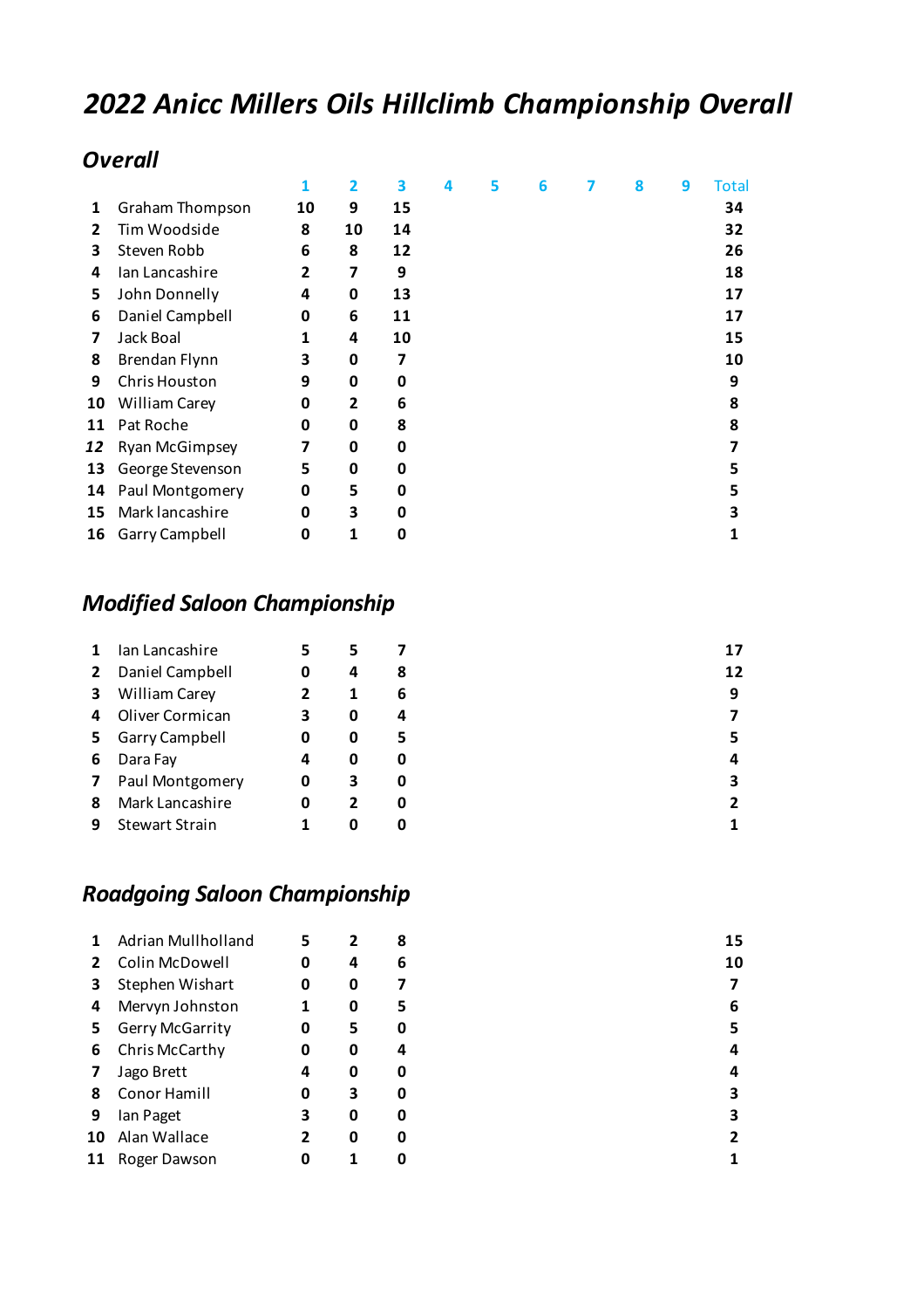# *2022 Anicc Millers Oils Hillclimb Championship Overall*

## *Overall*

| | | 1 | 2 | 3 | 4 | 5 | 6 | 7 | 8 | 9 | Total |
|---|---|---|---|---|---|---|---|---|---|---|---|
| **1** | Graham Thompson | **10** | **9** | **15** | | | | | | | **34** |
| **2** | Tim Woodside | **8** | **10** | **14** | | | | | | | **32** |
| **3** | Steven Robb | **6** | **8** | **12** | | | | | | | **26** |
| **4** | Ian Lancashire | **2** | **7** | **9** | | | | | | | **18** |
| **5** | John Donnelly | **4** | **0** | **13** | | | | | | | **17** |
| **6** | Daniel Campbell | **0** | **6** | **11** | | | | | | | **17** |
| **7** | Jack Boal | **1** | **4** | **10** | | | | | | | **15** |
| **8** | Brendan Flynn | **3** | **0** | **7** | | | | | | | **10** |
| **9** | Chris Houston | **9** | **0** | **0** | | | | | | | **9** |
| **10** | William Carey | **0** | **2** | **6** | | | | | | | **8** |
| **11** | Pat Roche | **0** | **0** | **8** | | | | | | | **8** |
| ***12*** | Ryan McGimpsey | **7** | **0** | **0** | | | | | | | **7** |
| **13** | George Stevenson | **5** | **0** | **0** | | | | | | | **5** |
| **14** | Paul Montgomery | **0** | **5** | **0** | | | | | | | **5** |
| **15** | Mark lancashire | **0** | **3** | **0** | | | | | | | **3** |
| **16** | Garry Campbell | **0** | **1** | **0** | | | | | | | **1** |

## *Modified Saloon Championship*

| | | 1 | 2 | 3 | 4 | 5 | 6 | 7 | 8 | 9 | Total |
|---|---|---|---|---|---|---|---|---|---|---|---|
| **1** | Ian Lancashire | **5** | **5** | **7** | | | | | | | **17** |
| **2** | Daniel Campbell | **0** | **4** | **8** | | | | | | | **12** |
| **3** | William Carey | **2** | **1** | **6** | | | | | | | **9** |
| **4** | Oliver Cormican | **3** | **0** | **4** | | | | | | | **7** |
| **5** | Garry Campbell | **0** | **0** | **5** | | | | | | | **5** |
| **6** | Dara Fay | **4** | **0** | **0** | | | | | | | **4** |
| **7** | Paul Montgomery | **0** | **3** | **0** | | | | | | | **3** |
| **8** | Mark Lancashire | **0** | **2** | **0** | | | | | | | **2** |
| **9** | Stewart Strain | **1** | **0** | **0** | | | | | | | **1** |

## *Roadgoing Saloon Championship*

| | | 1 | 2 | 3 | 4 | 5 | 6 | 7 | 8 | 9 | Total |
|---|---|---|---|---|---|---|---|---|---|---|---|
| **1** | Adrian Mullholland | **5** | **2** | **8** | | | | | | | **15** |
| **2** | Colin McDowell | **0** | **4** | **6** | | | | | | | **10** |
| **3** | Stephen Wishart | **0** | **0** | **7** | | | | | | | **7** |
| **4** | Mervyn Johnston | **1** | **0** | **5** | | | | | | | **6** |
| **5** | Gerry McGarrity | **0** | **5** | **0** | | | | | | | **5** |
| **6** | Chris McCarthy | **0** | **0** | **4** | | | | | | | **4** |
| **7** | Jago Brett | **4** | **0** | **0** | | | | | | | **4** |
| **8** | Conor Hamill | **0** | **3** | **0** | | | | | | | **3** |
| **9** | Ian Paget | **3** | **0** | **0** | | | | | | | **3** |
| **10** | Alan Wallace | **2** | **0** | **0** | | | | | | | **2** |
| **11** | Roger Dawson | **0** | **1** | **0** | | | | | | | **1** |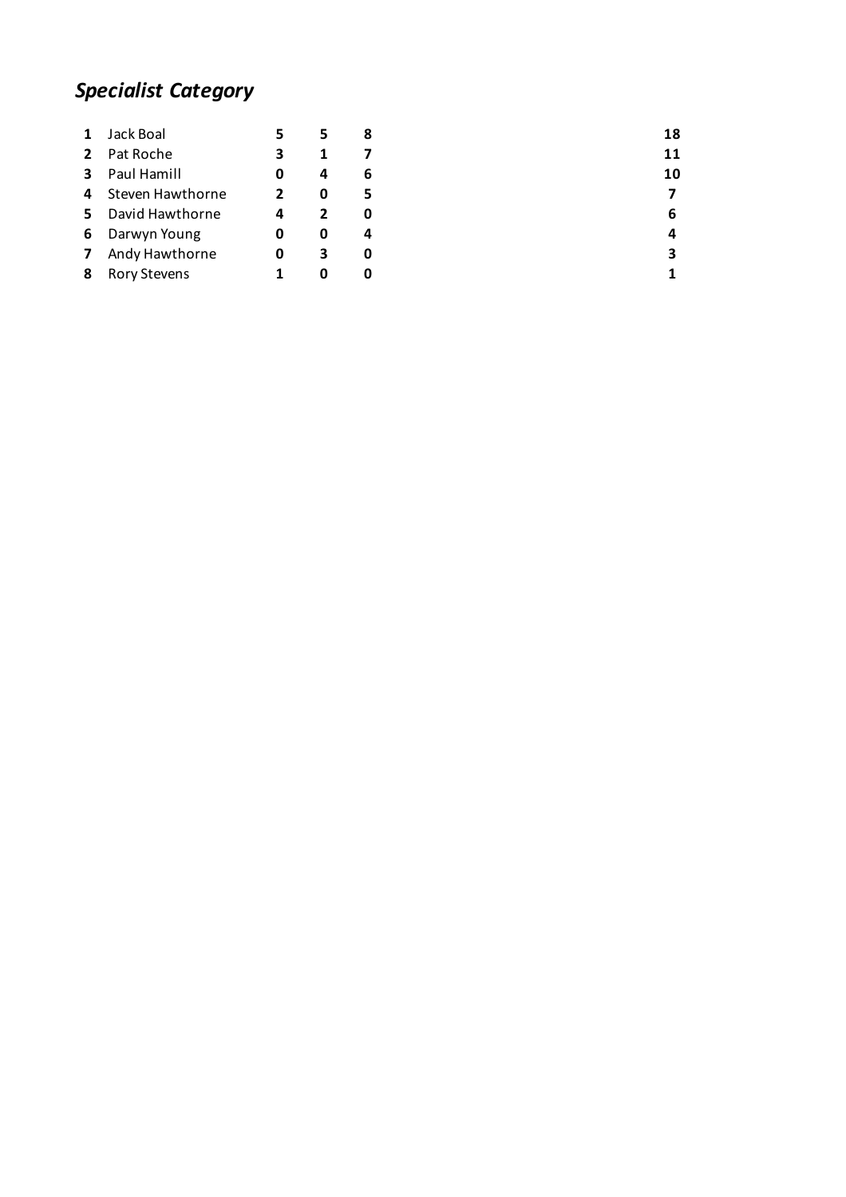## *Specialist Category*

| | | | | | |
|---|---|---|---|---|---|
| **1** | Jack Boal | **5** | **5** | **8** | **18** |
| **2** | Pat Roche | **3** | **1** | **7** | **11** |
| **3** | Paul Hamill | **0** | **4** | **6** | **10** |
| **4** | Steven Hawthorne | **2** | **0** | **5** | **7** |
| **5** | David Hawthorne | **4** | **2** | **0** | **6** |
| **6** | Darwyn Young | **0** | **0** | **4** | **4** |
| **7** | Andy Hawthorne | **0** | **3** | **0** | **3** |
| **8** | Rory Stevens | **1** | **0** | **0** | **1** |